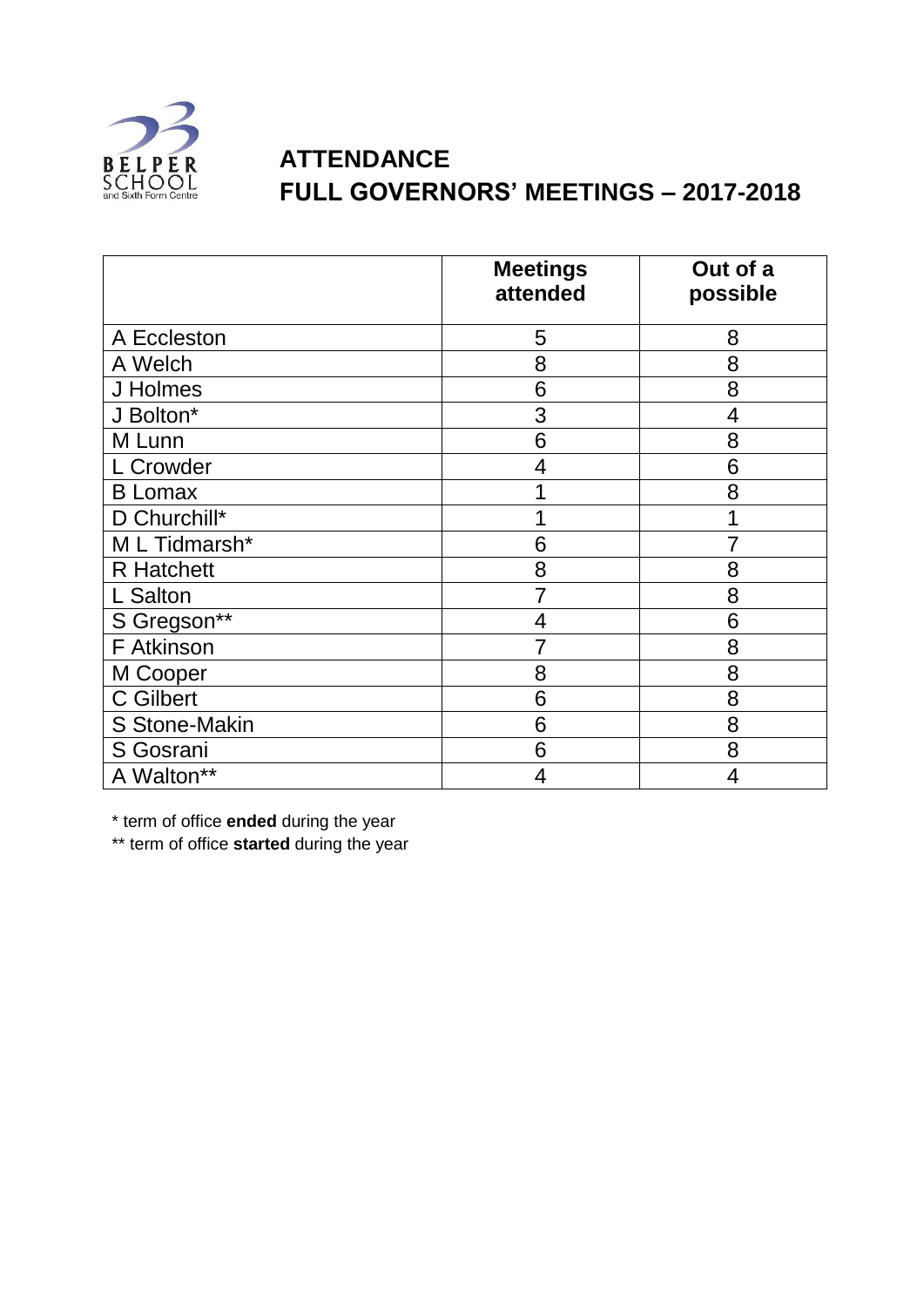BELPER SCHOOL and Sixth Form Centre

# ATTENDANCE
# FULL GOVERNORS' MEETINGS – 2017-2018

| | Meetings attended | Out of a possible |
|---|---|---|
| A Eccleston | 5 | 8 |
| A Welch | 8 | 8 |
| J Holmes | 6 | 8 |
| J Bolton* | 3 | 4 |
| M Lunn | 6 | 8 |
| L Crowder | 4 | 6 |
| B Lomax | 1 | 8 |
| D Churchill* | 1 | 1 |
| M L Tidmarsh* | 6 | 7 |
| R Hatchett | 8 | 8 |
| L Salton | 7 | 8 |
| S Gregson** | 4 | 6 |
| F Atkinson | 7 | 8 |
| M Cooper | 8 | 8 |
| C Gilbert | 6 | 8 |
| S Stone-Makin | 6 | 8 |
| S Gosrani | 6 | 8 |
| A Walton** | 4 | 4 |

* term of office **ended** during the year

** term of office **started** during the year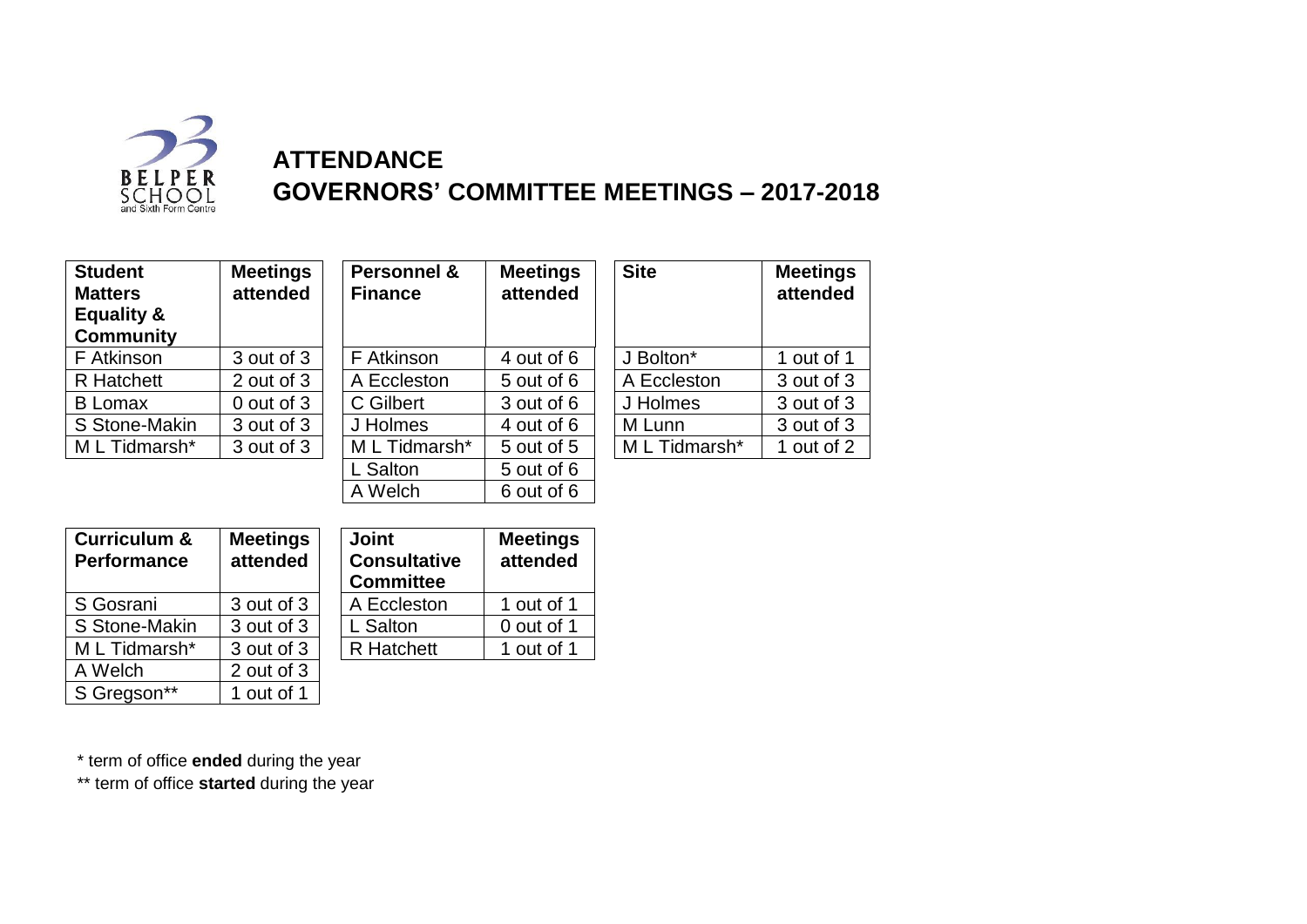# ATTENDANCE
# GOVERNORS' COMMITTEE MEETINGS – 2017-2018

| Student Matters Equality & Community | Meetings attended |
|---|---|
| F Atkinson | 3 out of 3 |
| R Hatchett | 2 out of 3 |
| B Lomax | 0 out of 3 |
| S Stone-Makin | 3 out of 3 |
| M L Tidmarsh* | 3 out of 3 |

| Personnel & Finance | Meetings attended |
|---|---|
| F Atkinson | 4 out of 6 |
| A Eccleston | 5 out of 6 |
| C Gilbert | 3 out of 6 |
| J Holmes | 4 out of 6 |
| M L Tidmarsh* | 5 out of 5 |
| L Salton | 5 out of 6 |
| A Welch | 6 out of 6 |

| Site | Meetings attended |
|---|---|
| J Bolton* | 1 out of 1 |
| A Eccleston | 3 out of 3 |
| J Holmes | 3 out of 3 |
| M Lunn | 3 out of 3 |
| M L Tidmarsh* | 1 out of 2 |

| Curriculum & Performance | Meetings attended |
|---|---|
| S Gosrani | 3 out of 3 |
| S Stone-Makin | 3 out of 3 |
| M L Tidmarsh* | 3 out of 3 |
| A Welch | 2 out of 3 |
| S Gregson** | 1 out of 1 |

| Joint Consultative Committee | Meetings attended |
|---|---|
| A Eccleston | 1 out of 1 |
| L Salton | 0 out of 1 |
| R Hatchett | 1 out of 1 |

\* term of office **ended** during the year

\*\* term of office **started** during the year